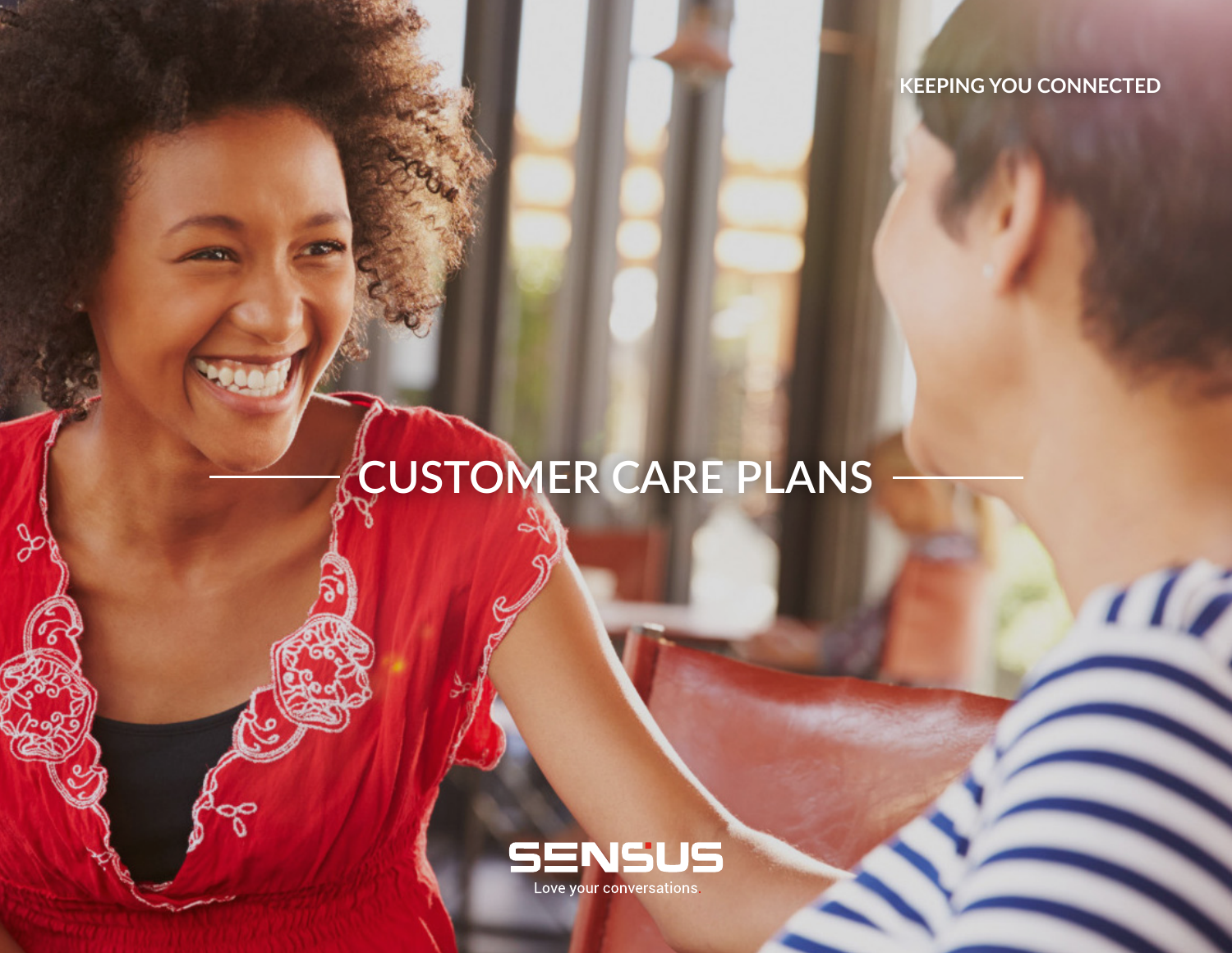KEEPING YOU CONNECTED

# CUSTOMER CARE PLANS

SENSUS

Love your conversations.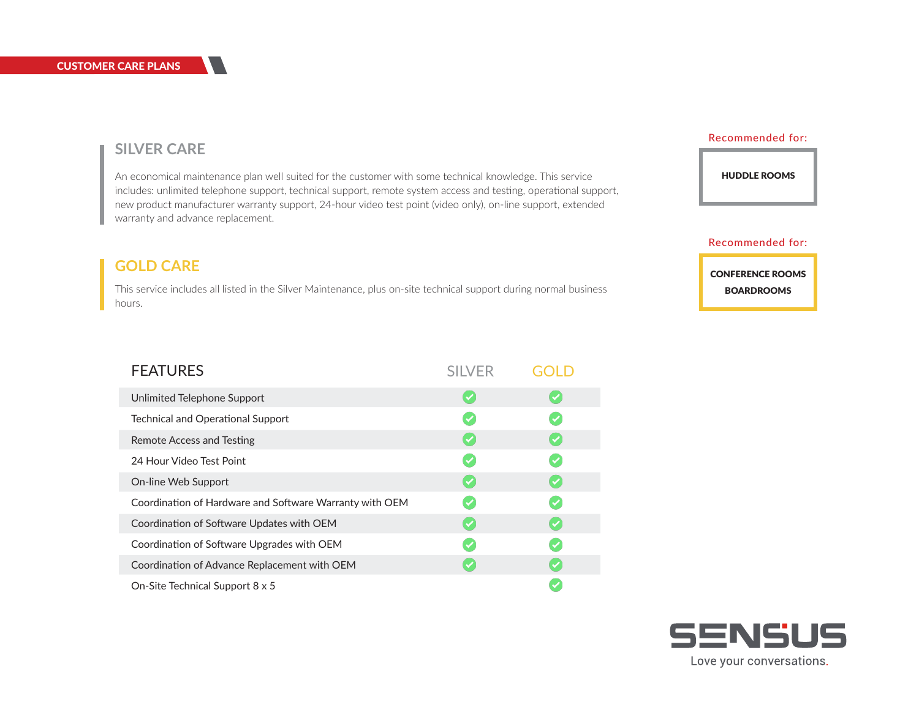CUSTOMER CARE PLANS

## SILVER CARE

An economical maintenance plan well suited for the customer with some technical knowledge. This service includes: unlimited telephone support, technical support, remote system access and testing, operational support, new product manufacturer warranty support, 24-hour video test point (video only), on-line support, extended warranty and advance replacement.

Recommended for:

**HUDDLE ROOMS**

## GOLD CARE

This service includes all listed in the Silver Maintenance, plus on-site technical support during normal business hours.

Recommended for:

**CONFERENCE ROOMS**
**BOARDROOMS**

| FEATURES | SILVER | GOLD |
|---|---|---|
| Unlimited Telephone Support | ✓ | ✓ |
| Technical and Operational Support | ✓ | ✓ |
| Remote Access and Testing | ✓ | ✓ |
| 24 Hour Video Test Point | ✓ | ✓ |
| On-line Web Support | ✓ | ✓ |
| Coordination of Hardware and Software Warranty with OEM | ✓ | ✓ |
| Coordination of Software Updates with OEM | ✓ | ✓ |
| Coordination of Software Upgrades with OEM | ✓ | ✓ |
| Coordination of Advance Replacement with OEM | ✓ | ✓ |
| On-Site Technical Support 8 x 5 | | ✓ |

SENSUS
Love your conversations.